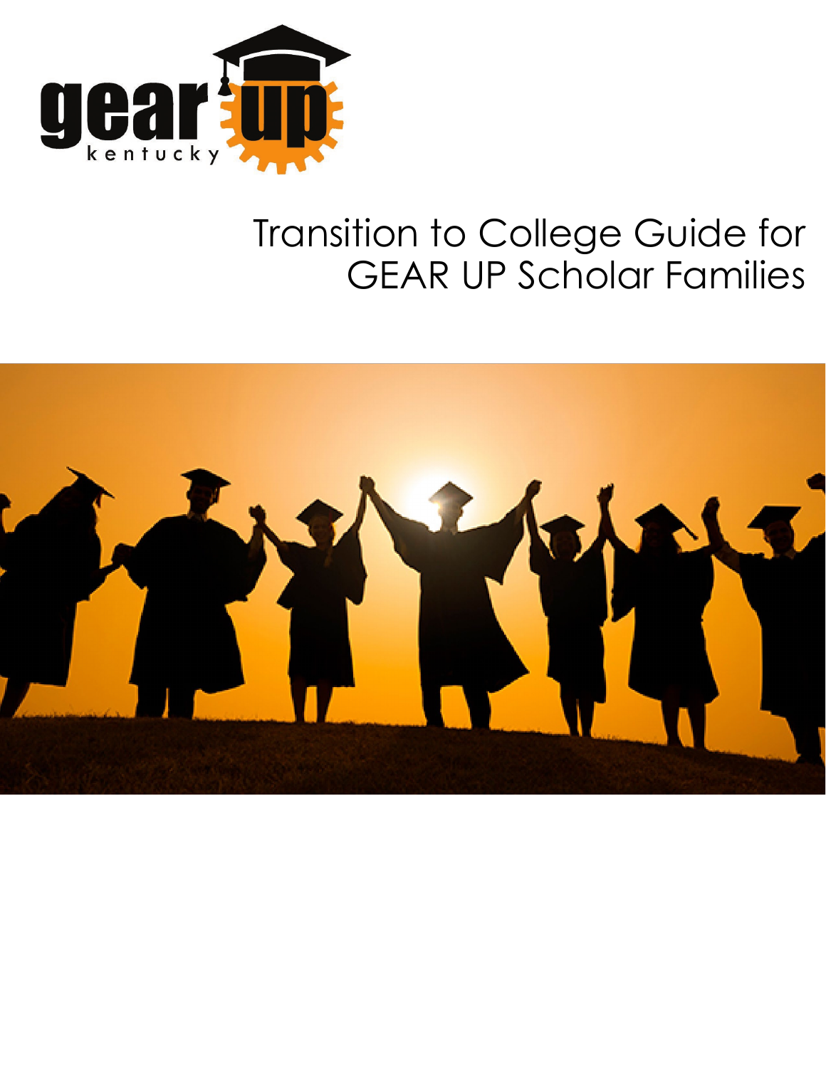# Transition to College Guide for GEAR UP Scholar Families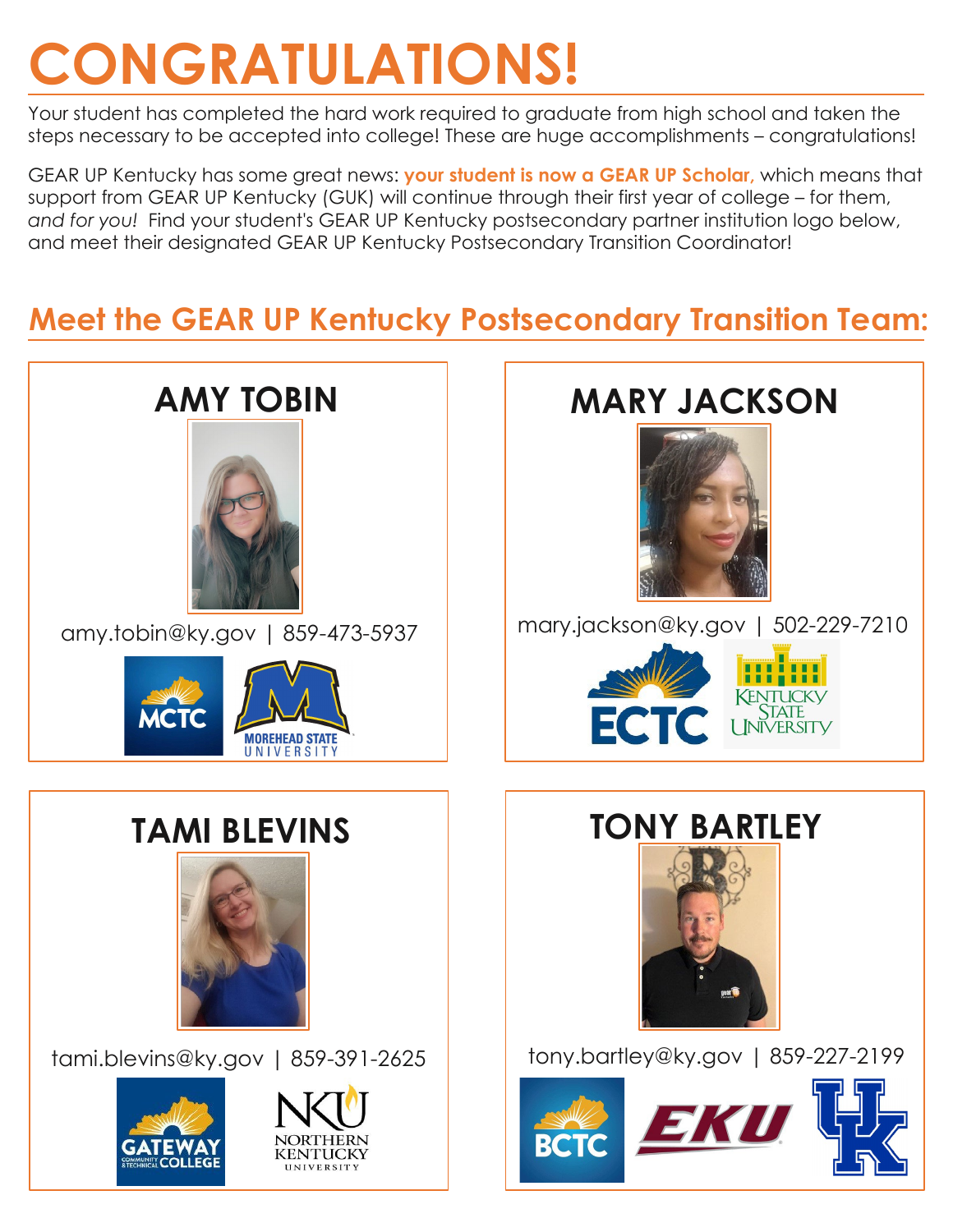# CONGRATULATIONS!

Your student has completed the hard work required to graduate from high school and taken the steps necessary to be accepted into college! These are huge accomplishments – congratulations!

GEAR UP Kentucky has some great news: **your student is now a GEAR UP Scholar,** which means that support from GEAR UP Kentucky (GUK) will continue through their first year of college – for them, *and for you!* Find your student's GEAR UP Kentucky postsecondary partner institution logo below, and meet their designated GEAR UP Kentucky Postsecondary Transition Coordinator!

## Meet the GEAR UP Kentucky Postsecondary Transition Team:

### AMY TOBIN

amy.tobin@ky.gov | 859-473-5937

MCTC | MOREHEAD STATE UNIVERSITY

### MARY JACKSON

mary.jackson@ky.gov | 502-229-7210

ECTC | KENTUCKY STATE UNIVERSITY

### TAMI BLEVINS

tami.blevins@ky.gov | 859-391-2625

GATEWAY COMMUNITY & TECHNICAL COLLEGE | NKU NORTHERN KENTUCKY UNIVERSITY

### TONY BARTLEY

tony.bartley@ky.gov | 859-227-2199

BCTC | EKU | UK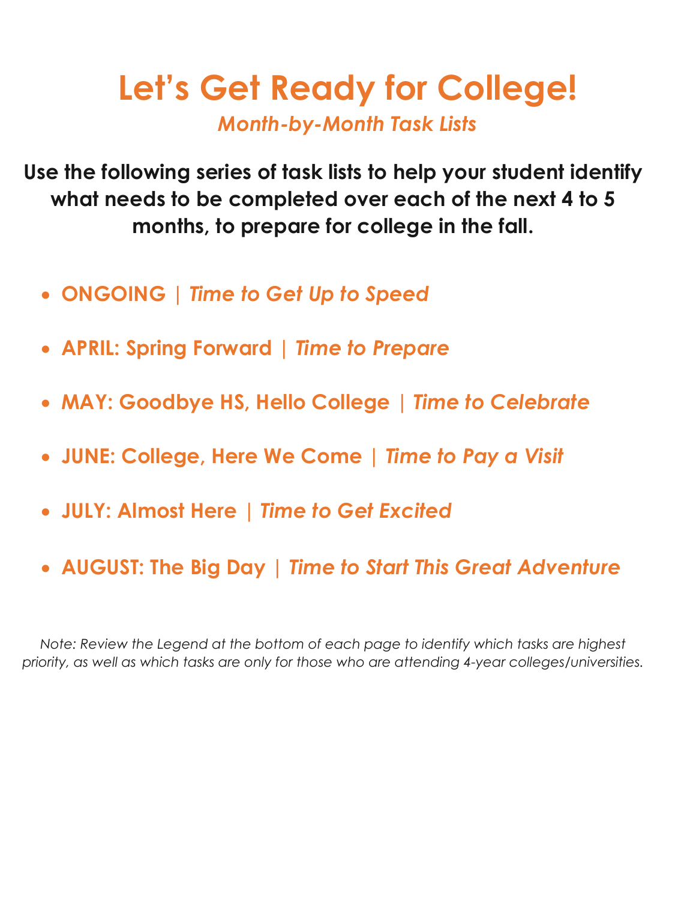# Let's Get Ready for College!

### *Month-by-Month Task Lists*

**Use the following series of task lists to help your student identify what needs to be completed over each of the next 4 to 5 months, to prepare for college in the fall.**

- **ONGOING | *Time to Get Up to Speed***
- **APRIL: Spring Forward | *Time to Prepare***
- **MAY: Goodbye HS, Hello College | *Time to Celebrate***
- **JUNE: College, Here We Come | *Time to Pay a Visit***
- **JULY: Almost Here | *Time to Get Excited***
- **AUGUST: The Big Day | *Time to Start This Great Adventure***

*Note: Review the Legend at the bottom of each page to identify which tasks are highest priority, as well as which tasks are only for those who are attending 4-year colleges/universities.*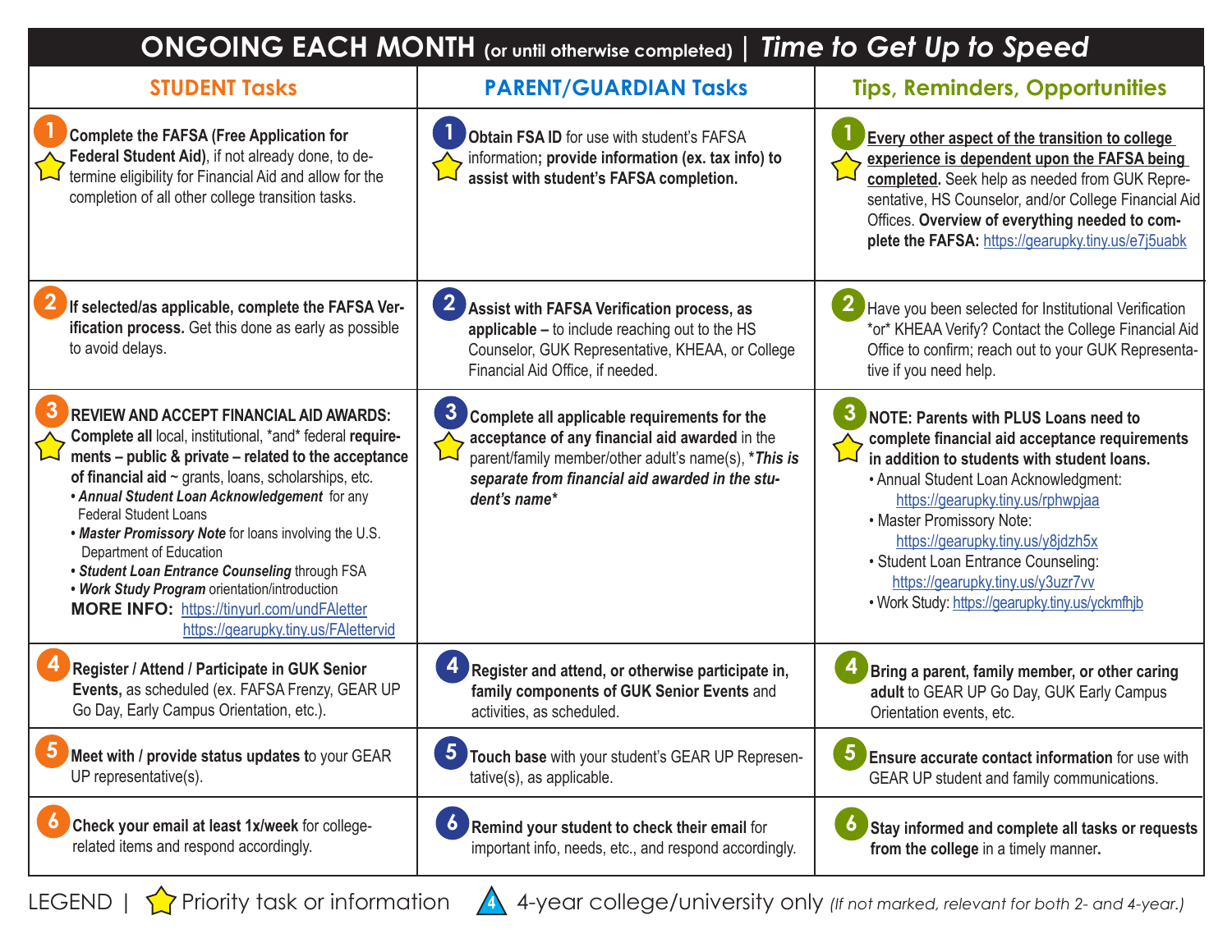# ONGOING EACH MONTH (or until otherwise completed) | *Time to Get Up to Speed*

| STUDENT Tasks | PARENT/GUARDIAN Tasks | Tips, Reminders, Opportunities |
|---|---|---|
| 1 ☆ **Complete the FAFSA (Free Application for Federal Student Aid)**, if not already done, to determine eligibility for Financial Aid and allow for the completion of all other college transition tasks. | 1 ☆ **Obtain FSA ID** for use with student's FAFSA information**; provide information (ex. tax info) to assist with student's FAFSA completion.** | 1 ☆ **Every other aspect of the transition to college experience is dependent upon the FAFSA being completed.** Seek help as needed from GUK Representative, HS Counselor, and/or College Financial Aid Offices. **Overview of everything needed to complete the FAFSA:** https://gearupky.tiny.us/e7j5uabk |
| 2 **If selected/as applicable, complete the FAFSA Verification process.** Get this done as early as possible to avoid delays. | 2 **Assist with FAFSA Verification process, as applicable –** to include reaching out to the HS Counselor, GUK Representative, KHEAA, or College Financial Aid Office, if needed. | 2 Have you been selected for Institutional Verification *or* KHEAA Verify? Contact the College Financial Aid Office to confirm; reach out to your GUK Representative if you need help. |
| 3 ☆ **REVIEW AND ACCEPT FINANCIAL AID AWARDS: Complete all** local, institutional, *and* federal **requirements – public & private – related to the acceptance of financial aid** ~ grants, loans, scholarships, etc.<br>• ***Annual Student Loan Acknowledgement*** for any Federal Student Loans<br>• ***Master Promissory Note*** for loans involving the U.S. Department of Education<br>• ***Student Loan Entrance Counseling*** through FSA<br>• ***Work Study Program*** orientation/introduction<br>**MORE INFO:** https://tinyurl.com/undFAletter https://gearupky.tiny.us/FAlettervid | 3 ☆ **Complete all applicable requirements for the acceptance of any financial aid awarded** in the parent/family member/other adult's name(s), ****This is separate from financial aid awarded in the student's name**** | 3 ☆ **NOTE: Parents with PLUS Loans need to complete financial aid acceptance requirements in addition to students with student loans.**<br>• Annual Student Loan Acknowledgment: https://gearupky.tiny.us/rphwpjaa<br>• Master Promissory Note: https://gearupky.tiny.us/y8jdzh5x<br>• Student Loan Entrance Counseling: https://gearupky.tiny.us/y3uzr7vv<br>• Work Study: https://gearupky.tiny.us/yckmfhjb |
| 4 **Register / Attend / Participate in GUK Senior Events,** as scheduled (ex. FAFSA Frenzy, GEAR UP Go Day, Early Campus Orientation, etc.). | 4 **Register and attend, or otherwise participate in, family components of GUK Senior Events** and activities, as scheduled. | 4 **Bring a parent, family member, or other caring adult** to GEAR UP Go Day, GUK Early Campus Orientation events, etc. |
| 5 **Meet with / provide status updates t**o your GEAR UP representative(s). | 5 **Touch base** with your student's GEAR UP Representative(s), as applicable. | 5 **Ensure accurate contact information** for use with GEAR UP student and family communications. |
| 6 **Check your email at least 1x/week** for college-related items and respond accordingly. | 6 **Remind your student to check their email** for important info, needs, etc., and respond accordingly. | 6 **Stay informed and complete all tasks or requests from the college** in a timely manner. |

LEGEND | ☆ Priority task or information 4 4-year college/university only *(If not marked, relevant for both 2- and 4-year.)*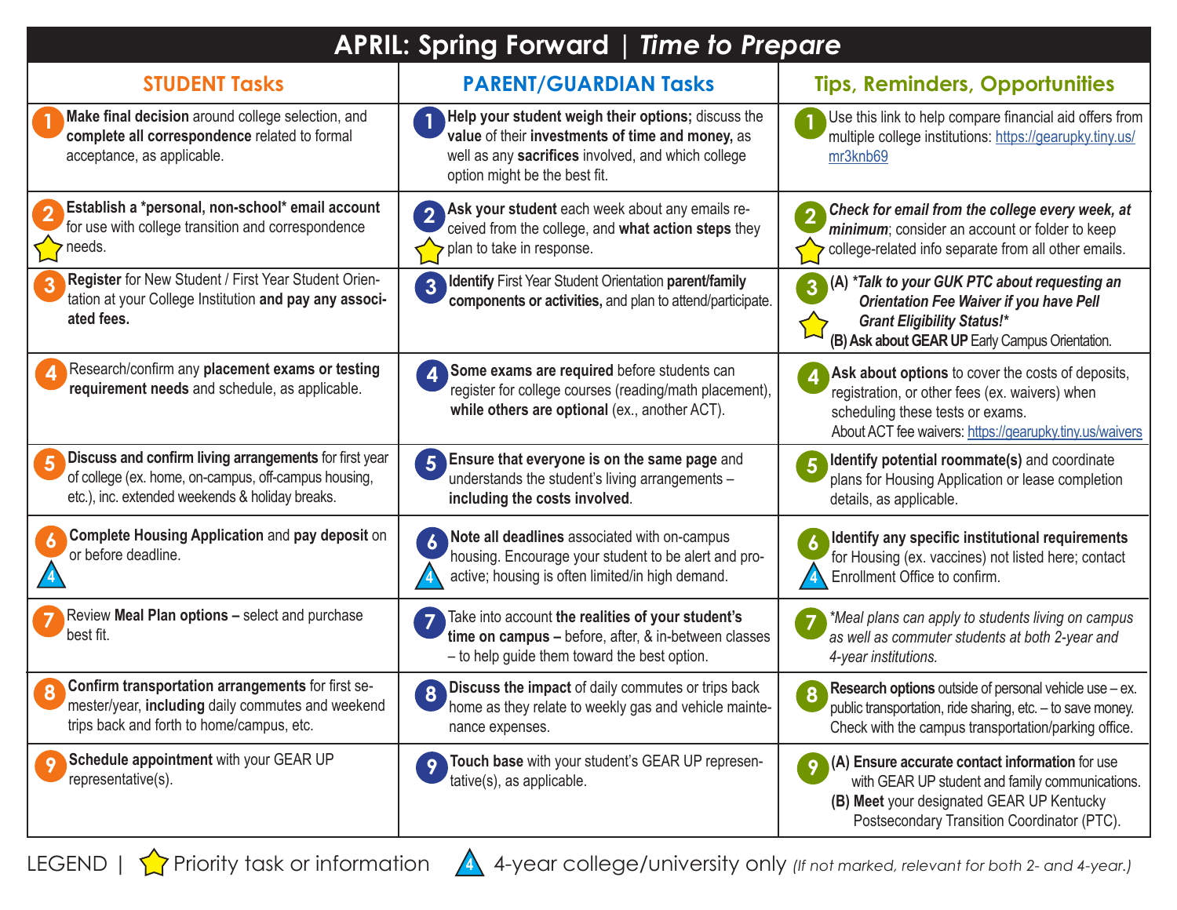# APRIL: Spring Forward | *Time to Prepare*

| STUDENT Tasks | PARENT/GUARDIAN Tasks | Tips, Reminders, Opportunities |
|---|---|---|
| 1 **Make final decision** around college selection, and **complete all correspondence** related to formal acceptance, as applicable. | 1 **Help your student weigh their options;** discuss the **value** of their **investments of time and money,** as well as any **sacrifices** involved, and which college option might be the best fit. | 1 Use this link to help compare financial aid offers from multiple college institutions: https://gearupky.tiny.us/mr3knb69 |
| 2 ☆ **Establish a *personal, non-school* email account** for use with college transition and correspondence needs. | 2 ☆ **Ask your student** each week about any emails received from the college, and **what action steps** they plan to take in response. | 2 ☆ ***Check for email from the college every week, at minimum***; consider an account or folder to keep college-related info separate from all other emails. |
| 3 **Register** for New Student / First Year Student Orientation at your College Institution **and pay any associated fees.** | 3 **Identify** First Year Student Orientation **parent/family components or activities,** and plan to attend/participate. | 3 ☆ **(A)** ***\*Talk to your GUK PTC about requesting an Orientation Fee Waiver if you have Pell Grant Eligibility Status!\**** **(B) Ask about GEAR UP** Early Campus Orientation. |
| 4 Research/confirm any **placement exams or testing requirement needs** and schedule, as applicable. | 4 **Some exams are required** before students can register for college courses (reading/math placement), **while others are optional** (ex., another ACT). | 4 **Ask about options** to cover the costs of deposits, registration, or other fees (ex. waivers) when scheduling these tests or exams. About ACT fee waivers: https://gearupky.tiny.us/waivers |
| 5 **Discuss and confirm living arrangements** for first year of college (ex. home, on-campus, off-campus housing, etc.), inc. extended weekends & holiday breaks. | 5 **Ensure that everyone is on the same page** and understands the student's living arrangements – **including the costs involved**. | 5 **Identify potential roommate(s)** and coordinate plans for Housing Application or lease completion details, as applicable. |
| 6 △4 **Complete Housing Application** and **pay deposit** on or before deadline. | 6 △4 **Note all deadlines** associated with on-campus housing. Encourage your student to be alert and proactive; housing is often limited/in high demand. | 6 △4 **Identify any specific institutional requirements** for Housing (ex. vaccines) not listed here; contact Enrollment Office to confirm. |
| 7 Review **Meal Plan options –** select and purchase best fit. | 7 Take into account **the realities of your student's time on campus –** before, after, & in-between classes – to help guide them toward the best option. | 7 *\*Meal plans can apply to students living on campus as well as commuter students at both 2-year and 4-year institutions.* |
| 8 **Confirm transportation arrangements** for first semester/year, **including** daily commutes and weekend trips back and forth to home/campus, etc. | 8 **Discuss the impact** of daily commutes or trips back home as they relate to weekly gas and vehicle maintenance expenses. | 8 **Research options** outside of personal vehicle use – ex. public transportation, ride sharing, etc. – to save money. Check with the campus transportation/parking office. |
| 9 **Schedule appointment** with your GEAR UP representative(s). | 9 **Touch base** with your student's GEAR UP representative(s), as applicable. | 9 **(A) Ensure accurate contact information** for use with GEAR UP student and family communications. **(B) Meet** your designated GEAR UP Kentucky Postsecondary Transition Coordinator (PTC). |

LEGEND | ☆ Priority task or information △4 4-year college/university only *(If not marked, relevant for both 2- and 4-year.)*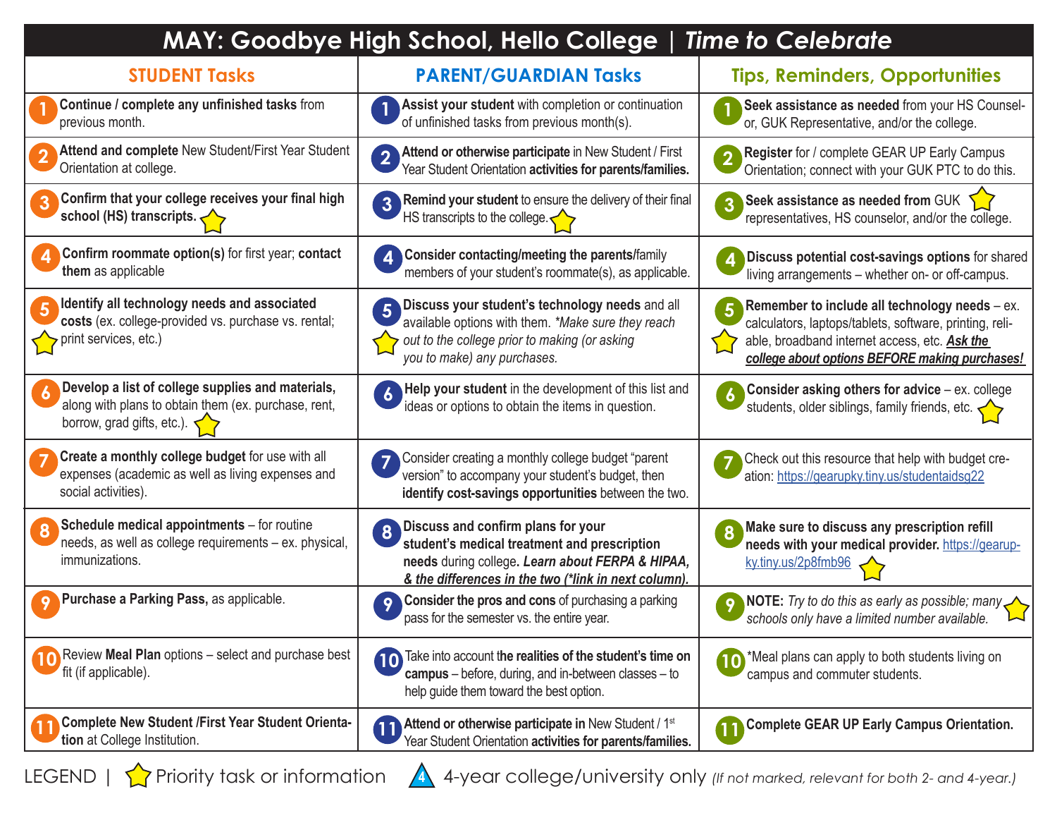# MAY: Goodbye High School, Hello College | *Time to Celebrate*

| # | STUDENT Tasks | PARENT/GUARDIAN Tasks | Tips, Reminders, Opportunities |
|---|---|---|---|
| 1 | **Continue / complete any unfinished tasks** from previous month. | **Assist your student** with completion or continuation of unfinished tasks from previous month(s). | **Seek assistance as needed** from your HS Counselor, GUK Representative, and/or the college. |
| 2 | **Attend and complete** New Student/First Year Student Orientation at college. | **Attend or otherwise participate** in New Student / First Year Student Orientation **activities for parents/families.** | **Register** for / complete GEAR UP Early Campus Orientation; connect with your GUK PTC to do this. |
| 3 | **Confirm that your college receives your final high school (HS) transcripts.** ☆ | **Remind your student** to ensure the delivery of their final HS transcripts to the college. ☆ | **Seek assistance as needed from** GUK ☆ representatives, HS counselor, and/or the college. |
| 4 | **Confirm roommate option(s)** for first year; **contact them** as applicable | **Consider contacting/meeting the parents/**family members of your student's roommate(s), as applicable. | **Discuss potential cost-savings options** for shared living arrangements – whether on- or off-campus. |
| 5 | ☆ **Identify all technology needs and associated costs** (ex. college-provided vs. purchase vs. rental; print services, etc.) | ☆ **Discuss your student's technology needs** and all available options with them. *\*Make sure they reach out to the college prior to making (or asking you to make) any purchases.* | ☆ **Remember to include all technology needs** – ex. calculators, laptops/tablets, software, printing, reliable, broadband internet access, etc. ***Ask the college about options BEFORE making purchases!*** |
| 6 | **Develop a list of college supplies and materials,** along with plans to obtain them (ex. purchase, rent, borrow, grad gifts, etc.). ☆ | **Help your student** in the development of this list and ideas or options to obtain the items in question. | **Consider asking others for advice** – ex. college students, older siblings, family friends, etc. ☆ |
| 7 | **Create a monthly college budget** for use with all expenses (academic as well as living expenses and social activities). | Consider creating a monthly college budget "parent version" to accompany your student's budget, then **identify cost-savings opportunities** between the two. | Check out this resource that help with budget creation: https://gearupky.tiny.us/studentaidsg22 |
| 8 | **Schedule medical appointments** – for routine needs, as well as college requirements – ex. physical, immunizations. | **Discuss and confirm plans for your student's medical treatment and prescription needs** during college**. *Learn about FERPA & HIPAA, & the differences in the two (\*link in next column).*** | **Make sure to discuss any prescription refill needs with your medical provider.** https://gearupky.tiny.us/2p8fmb96 ☆ |
| 9 | **Purchase a Parking Pass,** as applicable. | **Consider the pros and cons** of purchasing a parking pass for the semester vs. the entire year. | **NOTE:** *Try to do this as early as possible; many schools only have a limited number available.* ☆ |
| 10 | Review **Meal Plan** options – select and purchase best fit (if applicable). | Take into account t**he realities of the student's time on campus** – before, during, and in-between classes – to help guide them toward the best option. | \*Meal plans can apply to both students living on campus and commuter students. |
| 11 | **Complete New Student /First Year Student Orientation** at College Institution. | **Attend or otherwise participate in** New Student / 1st Year Student Orientation **activities for parents/families.** | **Complete GEAR UP Early Campus Orientation.** |

LEGEND | ☆ Priority task or information | 4 4-year college/university only *(If not marked, relevant for both 2- and 4-year.)*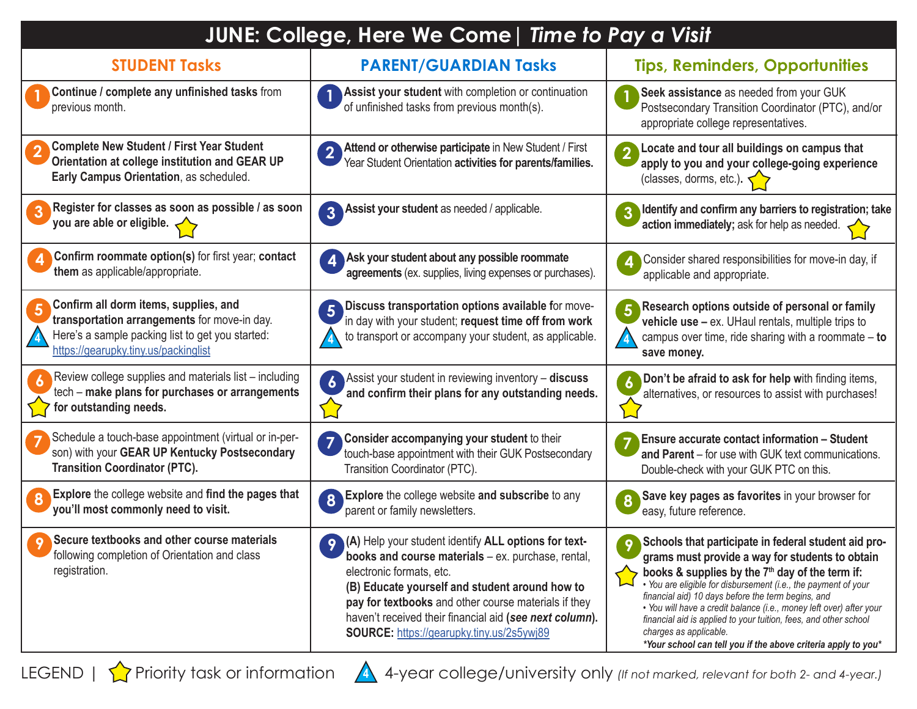# JUNE: College, Here We Come | *Time to Pay a Visit*

| STUDENT Tasks | PARENT/GUARDIAN Tasks | Tips, Reminders, Opportunities |
|---|---|---|
| 1 **Continue / complete any unfinished tasks** from previous month. | 1 **Assist your student** with completion or continuation of unfinished tasks from previous month(s). | 1 **Seek assistance** as needed from your GUK Postsecondary Transition Coordinator (PTC), and/or appropriate college representatives. |
| 2 **Complete New Student / First Year Student Orientation at college institution and GEAR UP Early Campus Orientation**, as scheduled. | 2 **Attend or otherwise participate** in New Student / First Year Student Orientation **activities for parents/families.** | 2 **Locate and tour all buildings on campus that apply to you and your college-going experience** (classes, dorms, etc.). ☆ |
| 3 **Register for classes as soon as possible / as soon you are able or eligible.** ☆ | 3 **Assist your student** as needed / applicable. | 3 **Identify and confirm any barriers to registration; take action immediately;** ask for help as needed. ☆ |
| 4 **Confirm roommate option(s)** for first year; **contact them** as applicable/appropriate. | 4 **Ask your student about any possible roommate agreements** (ex. supplies, living expenses or purchases). | 4 Consider shared responsibilities for move-in day, if applicable and appropriate. |
| 5 △4 **Confirm all dorm items, supplies, and transportation arrangements** for move-in day. Here's a sample packing list to get you started: https://gearupky.tiny.us/packinglist | 5 △4 **Discuss transportation options available f**or move-in day with your student; **request time off from work** to transport or accompany your student, as applicable. | 5 △4 **Research options outside of personal or family vehicle use –** ex. UHaul rentals, multiple trips to campus over time, ride sharing with a roommate – **to save money.** |
| 6 ☆ Review college supplies and materials list – including tech – **make plans for purchases or arrangements for outstanding needs.** | 6 ☆ Assist your student in reviewing inventory – **discuss and confirm their plans for any outstanding needs.** | 6 ☆ **Don't be afraid to ask for help w**ith finding items, alternatives, or resources to assist with purchases! |
| 7 Schedule a touch-base appointment (virtual or in-person) with your **GEAR UP Kentucky Postsecondary Transition Coordinator (PTC).** | 7 **Consider accompanying your student** to their touch-base appointment with their GUK Postsecondary Transition Coordinator (PTC). | 7 **Ensure accurate contact information – Student and Parent** – for use with GUK text communications. Double-check with your GUK PTC on this. |
| 8 **Explore** the college website and **find the pages that you'll most commonly need to visit.** | 8 **Explore** the college website **and subscribe** to any parent or family newsletters. | 8 **Save key pages as favorites** in your browser for easy, future reference. |
| 9 **Secure textbooks and other course materials** following completion of Orientation and class registration. | 9 **(A)** Help your student identify **ALL options for textbooks and course materials** – ex. purchase, rental, electronic formats, etc. **(B) Educate yourself and student around how to pay for textbooks** and other course materials if they haven't received their financial aid **(*see next column*). SOURCE:** https://gearupky.tiny.us/2s5ywj89 | 9 ☆ **Schools that participate in federal student aid programs must provide a way for students to obtain books & supplies by the 7th day of the term if:** *• You are eligible for disbursement (i.e., the payment of your financial aid) 10 days before the term begins, and* *• You will have a credit balance (i.e., money left over) after your financial aid is applied to your tuition, fees, and other school charges as applicable.* ***Your school can tell you if the above criteria apply to you*** |

LEGEND | ☆ Priority task or information △4 4-year college/university only *(If not marked, relevant for both 2- and 4-year.)*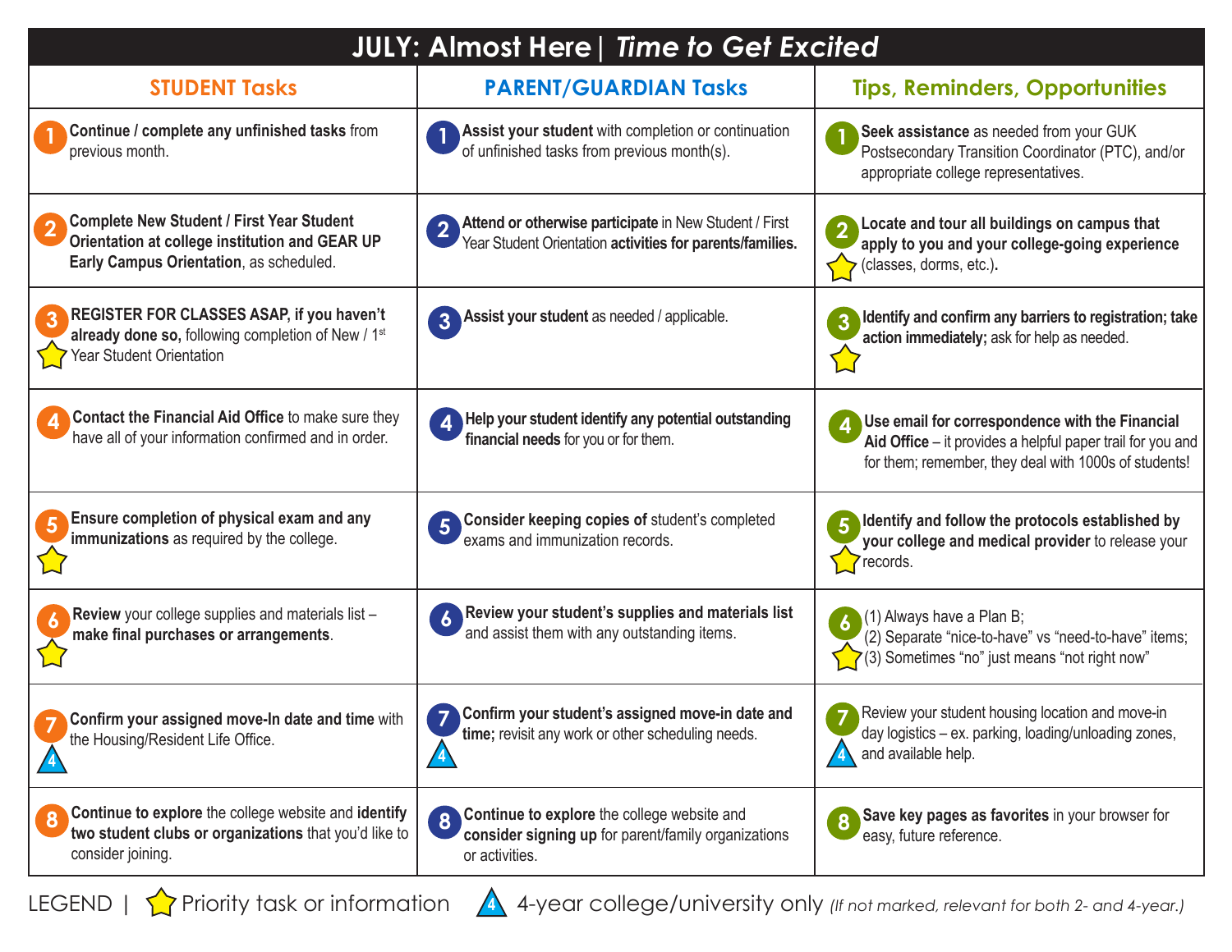# JULY: Almost Here | *Time to Get Excited*

| STUDENT Tasks | PARENT/GUARDIAN Tasks | Tips, Reminders, Opportunities |
|---|---|---|
| 1 **Continue / complete any unfinished tasks** from previous month. | 1 **Assist your student** with completion or continuation of unfinished tasks from previous month(s). | 1 **Seek assistance** as needed from your GUK Postsecondary Transition Coordinator (PTC), and/or appropriate college representatives. |
| 2 **Complete New Student / First Year Student Orientation at college institution and GEAR UP Early Campus Orientation**, as scheduled. | 2 **Attend or otherwise participate** in New Student / First Year Student Orientation **activities for parents/families.** | 2 ☆ **Locate and tour all buildings on campus that apply to you and your college-going experience** (classes, dorms, etc.). |
| 3 ☆ **REGISTER FOR CLASSES ASAP, if you haven't already done so,** following completion of New / 1st Year Student Orientation | 3 **Assist your student** as needed / applicable. | 3 ☆ **Identify and confirm any barriers to registration; take action immediately;** ask for help as needed. |
| 4 **Contact the Financial Aid Office** to make sure they have all of your information confirmed and in order. | 4 **Help your student identify any potential outstanding financial needs** for you or for them. | 4 **Use email for correspondence with the Financial Aid Office** – it provides a helpful paper trail for you and for them; remember, they deal with 1000s of students! |
| 5 ☆ **Ensure completion of physical exam and any immunizations** as required by the college. | 5 **Consider keeping copies of** student's completed exams and immunization records. | 5 ☆ **Identify and follow the protocols established by your college and medical provider** to release your records. |
| 6 ☆ **Review** your college supplies and materials list – **make final purchases or arrangements**. | 6 **Review your student's supplies and materials list** and assist them with any outstanding items. | 6 ☆ (1) Always have a Plan B; (2) Separate "nice-to-have" vs "need-to-have" items; (3) Sometimes "no" just means "not right now" |
| 7 △4 **Confirm your assigned move-In date and time** with the Housing/Resident Life Office. | 7 △4 **Confirm your student's assigned move-in date and time;** revisit any work or other scheduling needs. | 7 △4 Review your student housing location and move-in day logistics – ex. parking, loading/unloading zones, and available help. |
| 8 **Continue to explore** the college website and **identify two student clubs or organizations** that you'd like to consider joining. | 8 **Continue to explore** the college website and **consider signing up** for parent/family organizations or activities. | 8 **Save key pages as favorites** in your browser for easy, future reference. |

LEGEND | ☆ Priority task or information △4 4-year college/university only *(If not marked, relevant for both 2- and 4-year.)*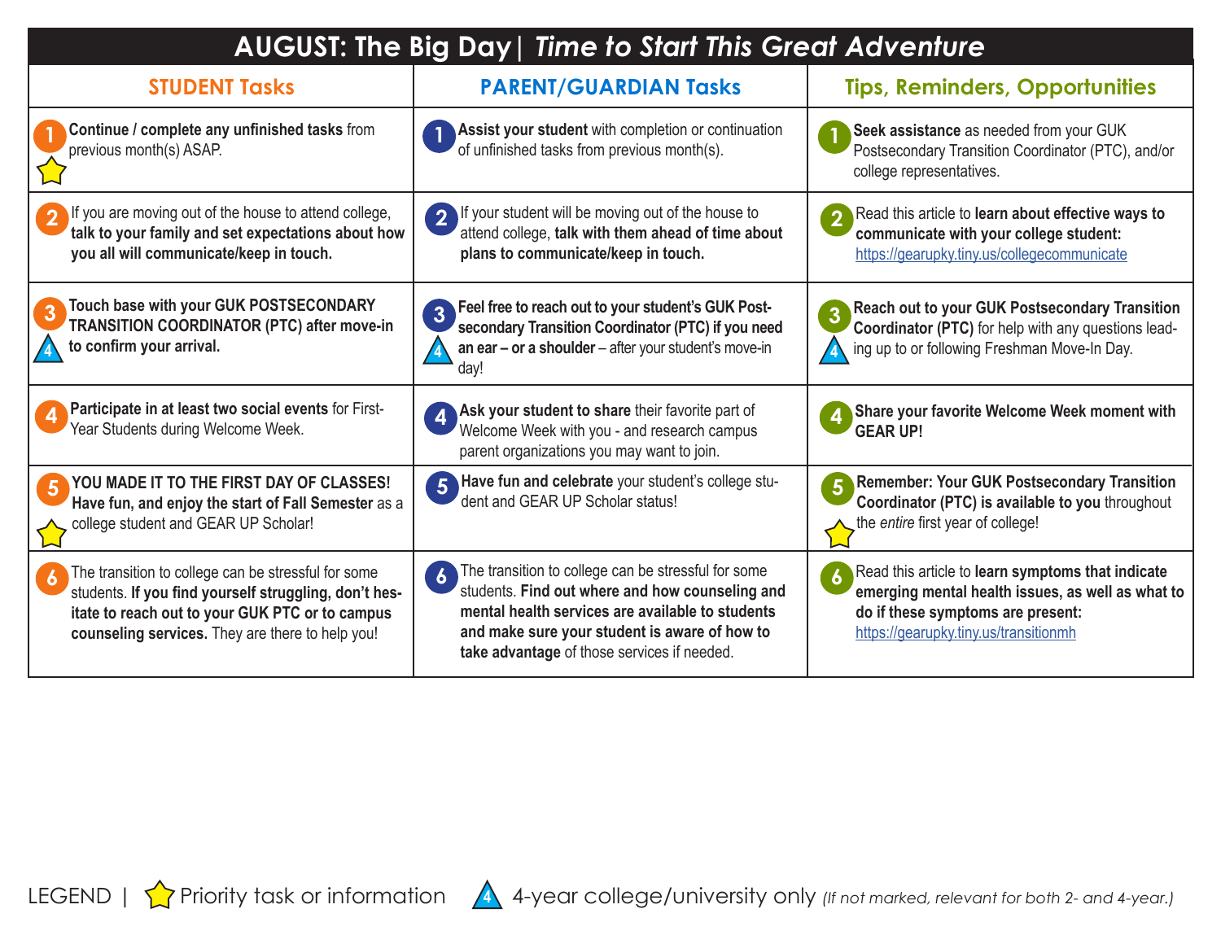# AUGUST: The Big Day| *Time to Start This Great Adventure*

| STUDENT Tasks | PARENT/GUARDIAN Tasks | Tips, Reminders, Opportunities |
|---|---|---|
| 1 ⭐ **Continue / complete any unfinished tasks** from previous month(s) ASAP. | 1 **Assist your student** with completion or continuation of unfinished tasks from previous month(s). | 1 **Seek assistance** as needed from your GUK Postsecondary Transition Coordinator (PTC), and/or college representatives. |
| 2 If you are moving out of the house to attend college, **talk to your family and set expectations about how you all will communicate/keep in touch.** | 2 If your student will be moving out of the house to attend college, **talk with them ahead of time about plans to communicate/keep in touch.** | 2 Read this article to **learn about effective ways to communicate with your college student:** https://gearupky.tiny.us/collegecommunicate |
| 3 🔺4 **Touch base with your GUK POSTSECONDARY TRANSITION COORDINATOR (PTC) after move-in to confirm your arrival.** | 3 🔺4 **Feel free to reach out to your student's GUK Post-secondary Transition Coordinator (PTC) if you need an ear – or a shoulder** – after your student's move-in day! | 3 🔺4 **Reach out to your GUK Postsecondary Transition Coordinator (PTC)** for help with any questions leading up to or following Freshman Move-In Day. |
| 4 **Participate in at least two social events** for First-Year Students during Welcome Week. | 4 **Ask your student to share** their favorite part of Welcome Week with you - and research campus parent organizations you may want to join. | 4 **Share your favorite Welcome Week moment with GEAR UP!** |
| 5 ⭐ **YOU MADE IT TO THE FIRST DAY OF CLASSES! Have fun, and enjoy the start of Fall Semester** as a college student and GEAR UP Scholar! | 5 **Have fun and celebrate** your student's college student and GEAR UP Scholar status! | 5 ⭐ **Remember: Your GUK Postsecondary Transition Coordinator (PTC) is available to you** throughout the *entire* first year of college! |
| 6 The transition to college can be stressful for some students. **If you find yourself struggling, don't hesitate to reach out to your GUK PTC or to campus counseling services.** They are there to help you! | 6 The transition to college can be stressful for some students. **Find out where and how counseling and mental health services are available to students and make sure your student is aware of how to take advantage** of those services if needed. | 6 Read this article to **learn symptoms that indicate emerging mental health issues, as well as what to do if these symptoms are present:** https://gearupky.tiny.us/transitionmh |

LEGEND | ⭐ Priority task or information 🔺4 4-year college/university only *(If not marked, relevant for both 2- and 4-year.)*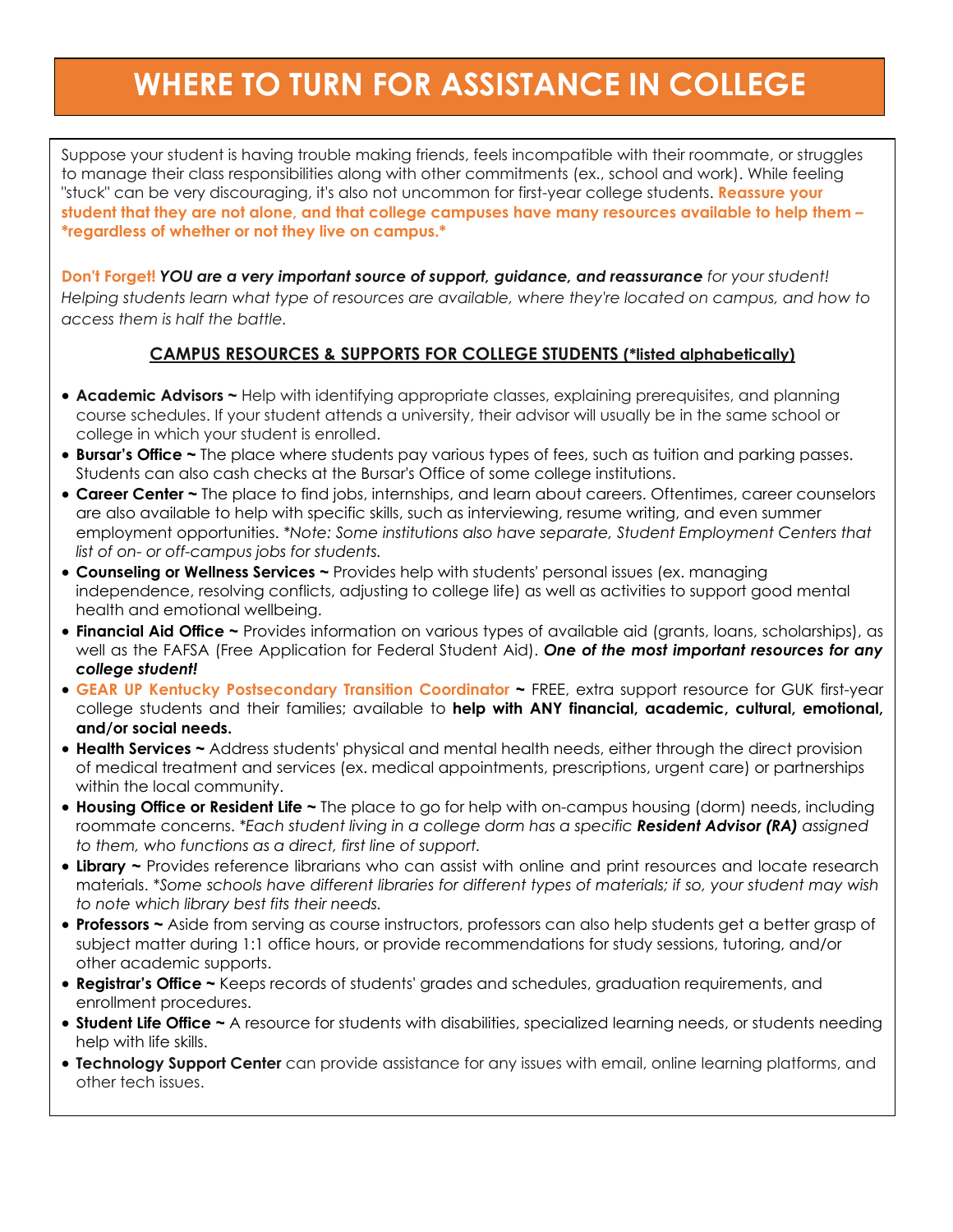# WHERE TO TURN FOR ASSISTANCE IN COLLEGE

Suppose your student is having trouble making friends, feels incompatible with their roommate, or struggles to manage their class responsibilities along with other commitments (ex., school and work). While feeling "stuck" can be very discouraging, it's also not uncommon for first-year college students. **Reassure your student that they are not alone, and that college campuses have many resources available to help them – *regardless of whether or not they live on campus.***

**Don't Forget!** ***YOU are a very important source of support, guidance, and reassurance*** *for your student! Helping students learn what type of resources are available, where they're located on campus, and how to access them is half the battle.*

## CAMPUS RESOURCES & SUPPORTS FOR COLLEGE STUDENTS (*listed alphabetically)

- **Academic Advisors ~** Help with identifying appropriate classes, explaining prerequisites, and planning course schedules. If your student attends a university, their advisor will usually be in the same school or college in which your student is enrolled.
- **Bursar's Office ~** The place where students pay various types of fees, such as tuition and parking passes. Students can also cash checks at the Bursar's Office of some college institutions.
- **Career Center ~** The place to find jobs, internships, and learn about careers. Oftentimes, career counselors are also available to help with specific skills, such as interviewing, resume writing, and even summer employment opportunities. *\*Note: Some institutions also have separate, Student Employment Centers that list of on- or off-campus jobs for students.*
- **Counseling or Wellness Services ~** Provides help with students' personal issues (ex. managing independence, resolving conflicts, adjusting to college life) as well as activities to support good mental health and emotional wellbeing.
- **Financial Aid Office ~** Provides information on various types of available aid (grants, loans, scholarships), as well as the FAFSA (Free Application for Federal Student Aid). ***One of the most important resources for any college student!***
- **GEAR UP Kentucky Postsecondary Transition Coordinator ~** FREE, extra support resource for GUK first-year college students and their families; available to **help with ANY financial, academic, cultural, emotional, and/or social needs.**
- **Health Services ~** Address students' physical and mental health needs, either through the direct provision of medical treatment and services (ex. medical appointments, prescriptions, urgent care) or partnerships within the local community.
- **Housing Office or Resident Life ~** The place to go for help with on-campus housing (dorm) needs, including roommate concerns. *\*Each student living in a college dorm has a specific* ***Resident Advisor (RA)*** *assigned to them, who functions as a direct, first line of support.*
- **Library ~** Provides reference librarians who can assist with online and print resources and locate research materials. *\*Some schools have different libraries for different types of materials; if so, your student may wish to note which library best fits their needs.*
- **Professors ~** Aside from serving as course instructors, professors can also help students get a better grasp of subject matter during 1:1 office hours, or provide recommendations for study sessions, tutoring, and/or other academic supports.
- **Registrar's Office ~** Keeps records of students' grades and schedules, graduation requirements, and enrollment procedures.
- **Student Life Office ~** A resource for students with disabilities, specialized learning needs, or students needing help with life skills.
- **Technology Support Center** can provide assistance for any issues with email, online learning platforms, and other tech issues.